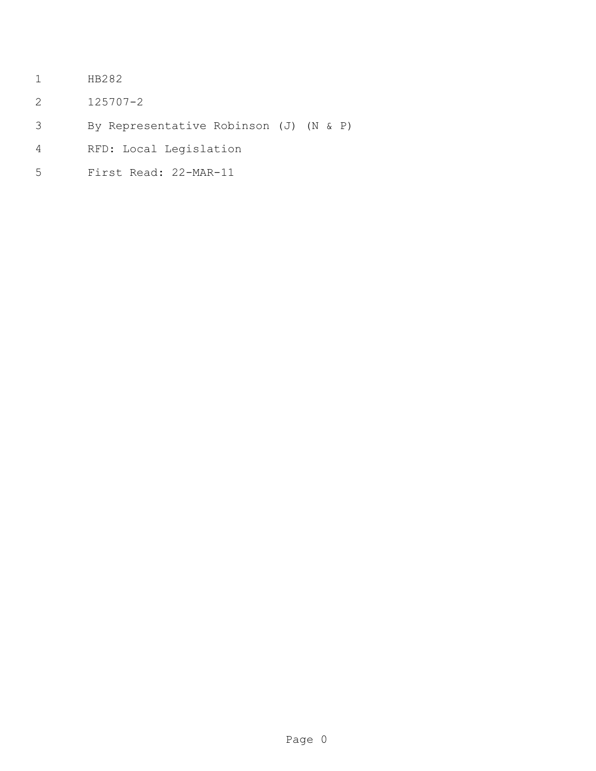HB282

125707-2

By Representative Robinson (J) (N & P)

RFD: Local Legislation

First Read: 22-MAR-11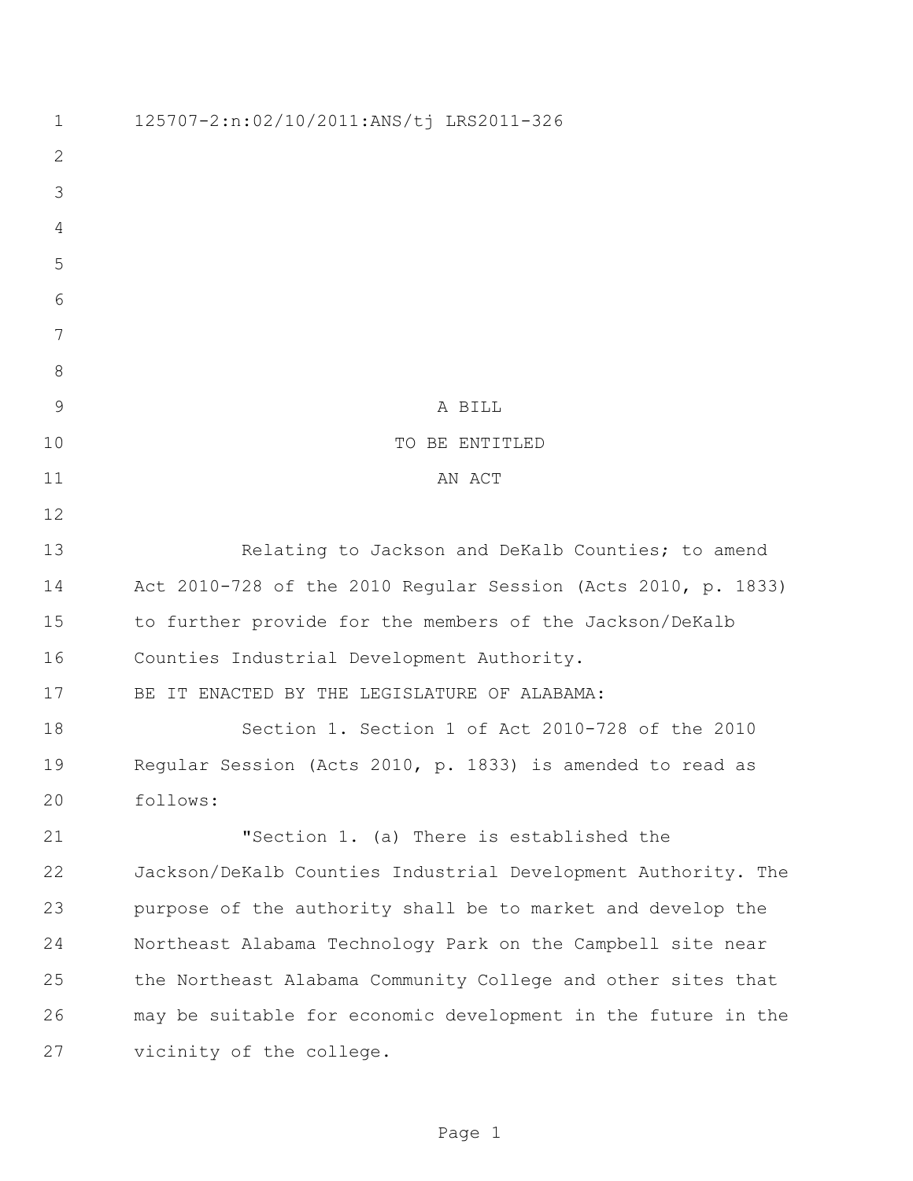125707-2:n:02/10/2011:ANS/tj LRS2011-326

A BILL

TO BE ENTITLED

AN ACT

Relating to Jackson and DeKalb Counties; to amend Act 2010-728 of the 2010 Regular Session (Acts 2010, p. 1833) to further provide for the members of the Jackson/DeKalb Counties Industrial Development Authority.

BE IT ENACTED BY THE LEGISLATURE OF ALABAMA:

Section 1. Section 1 of Act 2010-728 of the 2010 Regular Session (Acts 2010, p. 1833) is amended to read as follows:

"Section 1. (a) There is established the Jackson/DeKalb Counties Industrial Development Authority. The purpose of the authority shall be to market and develop the Northeast Alabama Technology Park on the Campbell site near the Northeast Alabama Community College and other sites that may be suitable for economic development in the future in the vicinity of the college.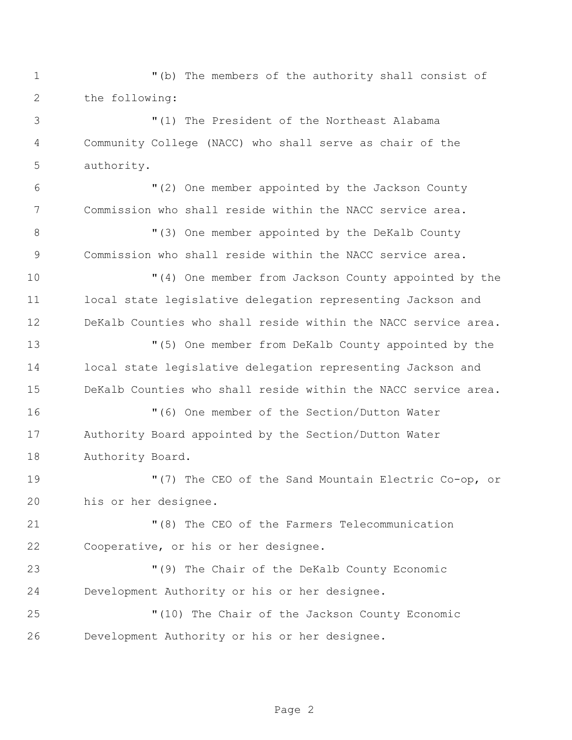"(b) The members of the authority shall consist of the following:

"(1) The President of the Northeast Alabama Community College (NACC) who shall serve as chair of the authority.

"(2) One member appointed by the Jackson County Commission who shall reside within the NACC service area.

"(3) One member appointed by the DeKalb County Commission who shall reside within the NACC service area.

"(4) One member from Jackson County appointed by the local state legislative delegation representing Jackson and DeKalb Counties who shall reside within the NACC service area.

"(5) One member from DeKalb County appointed by the local state legislative delegation representing Jackson and DeKalb Counties who shall reside within the NACC service area.

"(6) One member of the Section/Dutton Water Authority Board appointed by the Section/Dutton Water Authority Board.

"(7) The CEO of the Sand Mountain Electric Co-op, or his or her designee.

"(8) The CEO of the Farmers Telecommunication Cooperative, or his or her designee.

"(9) The Chair of the DeKalb County Economic Development Authority or his or her designee.

"(10) The Chair of the Jackson County Economic Development Authority or his or her designee.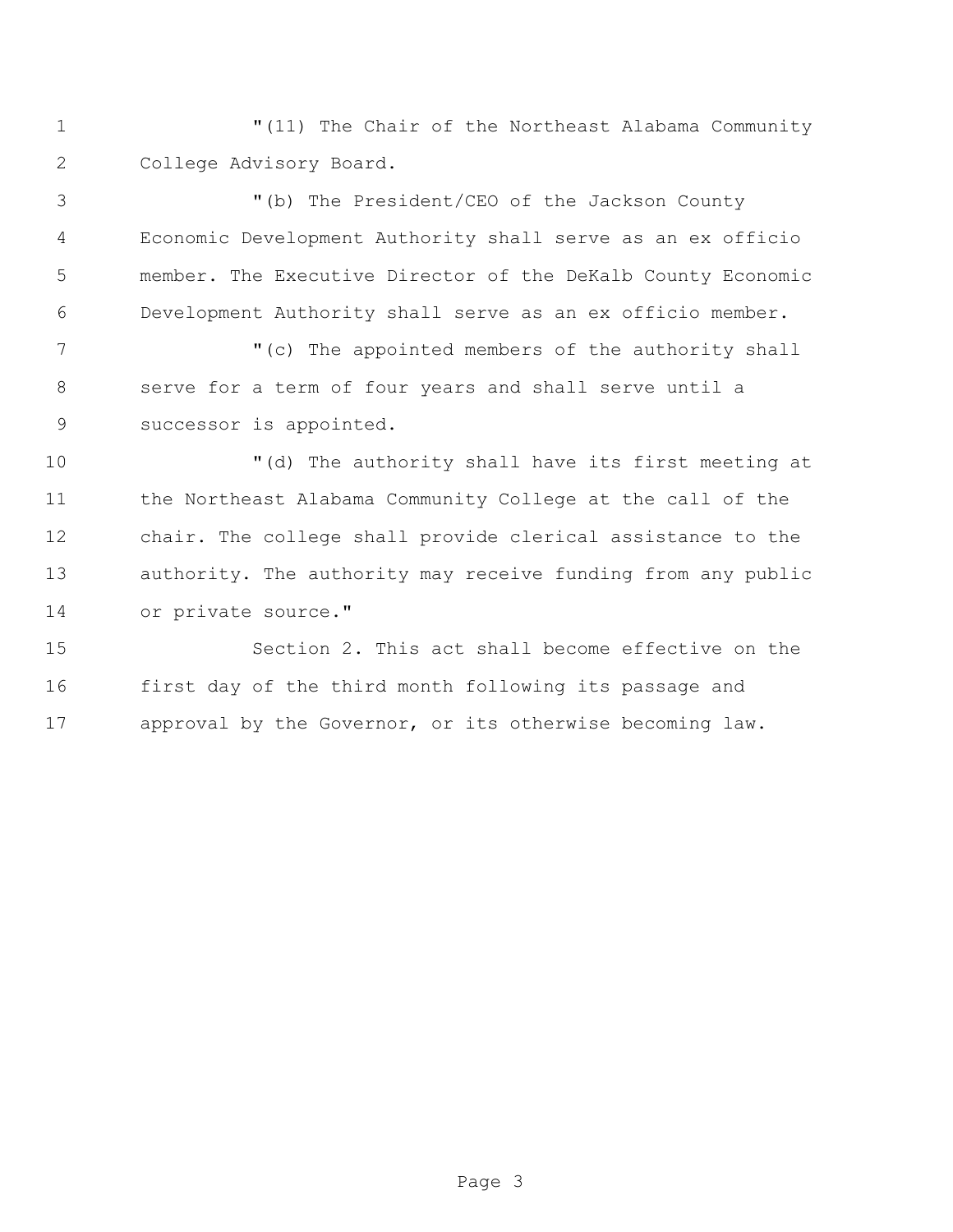"(11) The Chair of the Northeast Alabama Community College Advisory Board.

"(b) The President/CEO of the Jackson County Economic Development Authority shall serve as an ex officio member. The Executive Director of the DeKalb County Economic Development Authority shall serve as an ex officio member.

"(c) The appointed members of the authority shall serve for a term of four years and shall serve until a successor is appointed.

"(d) The authority shall have its first meeting at the Northeast Alabama Community College at the call of the chair. The college shall provide clerical assistance to the authority. The authority may receive funding from any public or private source."

Section 2. This act shall become effective on the first day of the third month following its passage and approval by the Governor, or its otherwise becoming law.